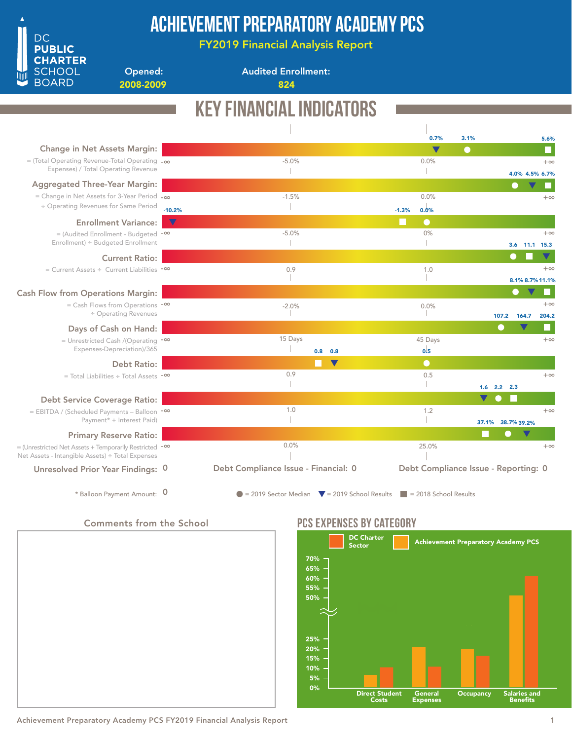# ACHIEVEMENT PREPARATORY ACADEMY PCS

## FY2019 Financial Analysis Report

DC PUBLIC CHARTER SCHOOL BOARD

**Opened:** 2008-2009

**Audited Enrollment:** 824

## KEY FINANCIAL INDICATORS

| Indicator | Formula | 2019 School Results | 2019 Sector Median | 2018 School Results |
|---|---|---|---|---|
| Change in Net Assets Margin | = (Total Operating Revenue-Total Operating Expenses) / Total Operating Revenue | 0.7% | 3.1% | 5.6% |
| Aggregated Three-Year Margin | = Change in Net Assets for 3-Year Period ÷ Operating Revenues for Same Period | 4.5% | 4.0% | 6.7% |
| Enrollment Variance | = (Audited Enrollment - Budgeted Enrollment) ÷ Budgeted Enrollment | -10.2% | 0.0% | -1.3% |
| Current Ratio | = Current Assets ÷ Current Liabilities | 15.3 | 3.6 | 11.1 |
| Cash Flow from Operations Margin | = Cash Flows from Operations ÷ Operating Revenues | 8.7% | 8.1% | 11.1% |
| Days of Cash on Hand | = Unrestricted Cash /(Operating Expenses-Depreciation)/365 | 164.7 | 107.2 | 204.2 |
| Debt Ratio | = Total Liabilities ÷ Total Assets | 0.8 | 0.5 | 0.8 |
| Debt Service Coverage Ratio | = EBITDA / (Scheduled Payments – Balloon Payment* + Interest Paid) | 1.6 | 2.2 | 2.3 |
| Primary Reserve Ratio | = (Unrestricted Net Assets + Temporarily Restricted Net Assets - Intangible Assets) ÷ Total Expenses | 39.2% | 38.7% | 37.1% |

Scale reference points: Change in Net Assets Margin (-∞, -5.0%, 0.0%, +∞); Aggregated Three-Year Margin (-∞, -1.5%, 0.0%, +∞); Enrollment Variance (-∞, -5.0%, 0%, +∞); Current Ratio (-∞, 0.9, 1.0, +∞); Cash Flow from Operations Margin (-∞, -2.0%, 0.0%, +∞); Days of Cash on Hand (-∞, 15 Days, 45 Days, +∞); Debt Ratio (-∞, 0.9, 0.5, +∞); Debt Service Coverage Ratio (-∞, 1.0, 1.2, +∞); Primary Reserve Ratio (-∞, 0.0%, 25.0%, +∞).

**Unresolved Prior Year Findings:** 0

**Debt Compliance Issue - Financial:** 0

**Debt Compliance Issue - Reporting:** 0

\* Balloon Payment Amount: 0

● = 2019 Sector Median ▼ = 2019 School Results ■ = 2018 School Results

## Comments from the School

## PCS EXPENSES BY CATEGORY

Legend: DC Charter Sector; Achievement Preparatory Academy PCS

Categories: Direct Student Costs, General Expenses, Occupancy, Salaries and Benefits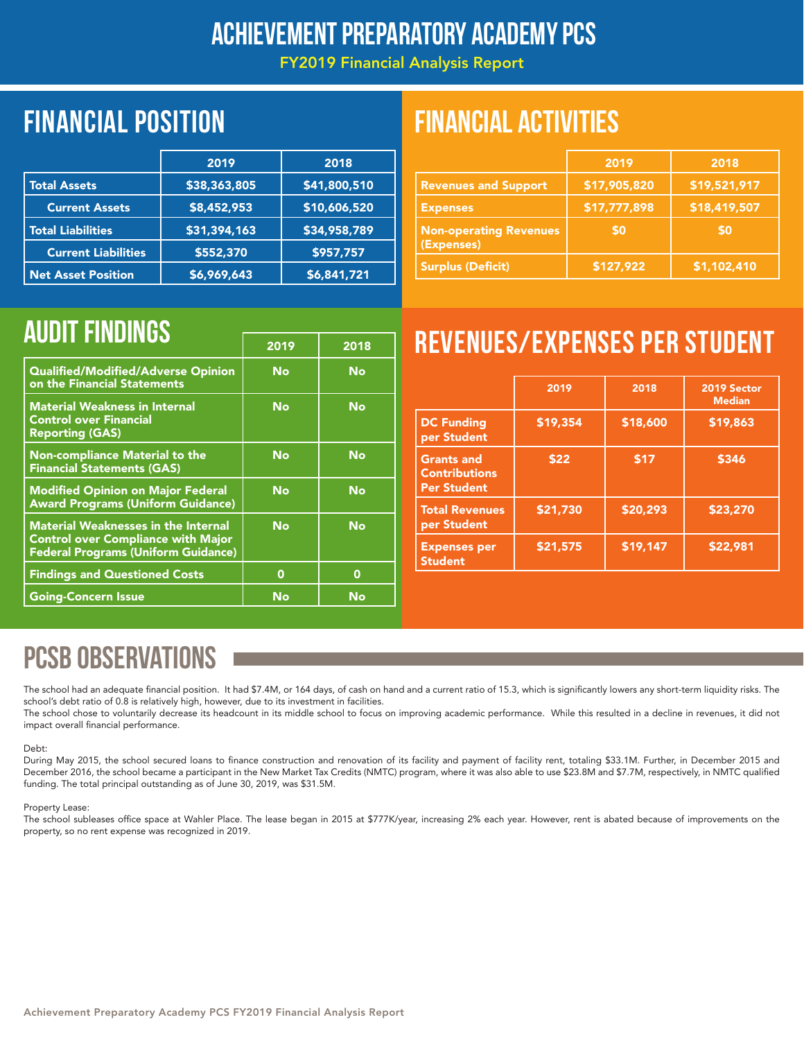# ACHIEVEMENT PREPARATORY ACADEMY PCS

FY2019 Financial Analysis Report

## FINANCIAL POSITION

| | 2019 | 2018 |
|---|---|---|
| Total Assets | $38,363,805 | $41,800,510 |
| Current Assets | $8,452,953 | $10,606,520 |
| Total Liabilities | $31,394,163 | $34,958,789 |
| Current Liabilities | $552,370 | $957,757 |
| Net Asset Position | $6,969,643 | $6,841,721 |

## FINANCIAL ACTIVITIES

| | 2019 | 2018 |
|---|---|---|
| Revenues and Support | $17,905,820 | $19,521,917 |
| Expenses | $17,777,898 | $18,419,507 |
| Non-operating Revenues (Expenses) | $0 | $0 |
| Surplus (Deficit) | $127,922 | $1,102,410 |

## AUDIT FINDINGS

| | 2019 | 2018 |
|---|---|---|
| Qualified/Modified/Adverse Opinion on the Financial Statements | No | No |
| Material Weakness in Internal Control over Financial Reporting (GAS) | No | No |
| Non-compliance Material to the Financial Statements (GAS) | No | No |
| Modified Opinion on Major Federal Award Programs (Uniform Guidance) | No | No |
| Material Weaknesses in the Internal Control over Compliance with Major Federal Programs (Uniform Guidance) | No | No |
| Findings and Questioned Costs | 0 | 0 |
| Going-Concern Issue | No | No |

## REVENUES/EXPENSES PER STUDENT

| | 2019 | 2018 | 2019 Sector Median |
|---|---|---|---|
| DC Funding per Student | $19,354 | $18,600 | $19,863 |
| Grants and Contributions Per Student | $22 | $17 | $346 |
| Total Revenues per Student | $21,730 | $20,293 | $23,270 |
| Expenses per Student | $21,575 | $19,147 | $22,981 |

## PCSB OBSERVATIONS

The school had an adequate financial position. It had $7.4M, or 164 days, of cash on hand and a current ratio of 15.3, which is significantly lowers any short-term liquidity risks. The school's debt ratio of 0.8 is relatively high, however, due to its investment in facilities.

The school chose to voluntarily decrease its headcount in its middle school to focus on improving academic performance. While this resulted in a decline in revenues, it did not impact overall financial performance.

Debt:

During May 2015, the school secured loans to finance construction and renovation of its facility and payment of facility rent, totaling $33.1M. Further, in December 2015 and December 2016, the school became a participant in the New Market Tax Credits (NMTC) program, where it was also able to use $23.8M and $7.7M, respectively, in NMTC qualified funding. The total principal outstanding as of June 30, 2019, was $31.5M.

Property Lease:

The school subleases office space at Wahler Place. The lease began in 2015 at $777K/year, increasing 2% each year. However, rent is abated because of improvements on the property, so no rent expense was recognized in 2019.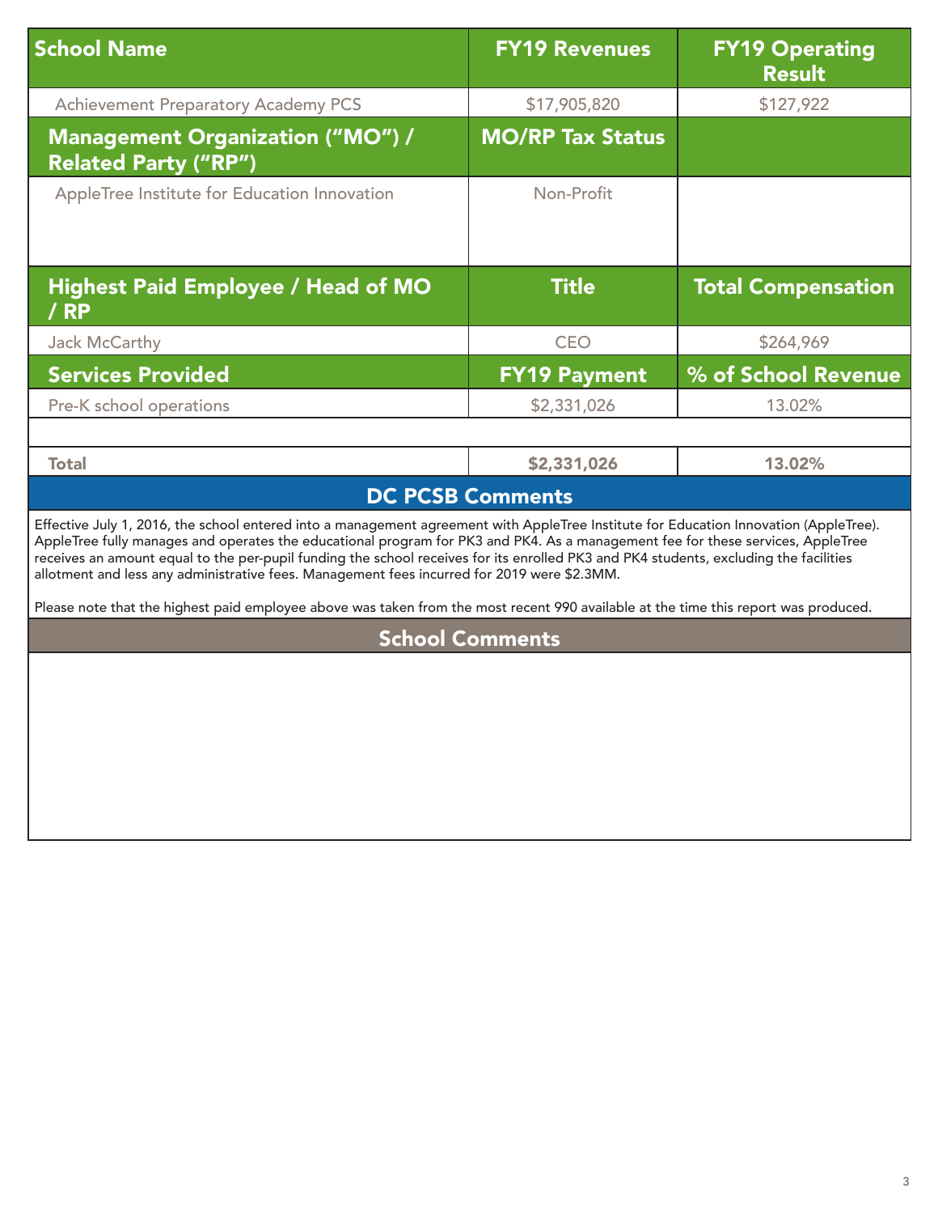| School Name | FY19 Revenues | FY19 Operating Result |
|---|---|---|
| Achievement Preparatory Academy PCS | $17,905,820 | $127,922 |
| **Management Organization ("MO") / Related Party ("RP")** | **MO/RP Tax Status** | |
| AppleTree Institute for Education Innovation | Non-Profit | |
| **Highest Paid Employee / Head of MO / RP** | **Title** | **Total Compensation** |
| Jack McCarthy | CEO | $264,969 |
| **Services Provided** | **FY19 Payment** | **% of School Revenue** |
| Pre-K school operations | $2,331,026 | 13.02% |
| | | |
| **Total** | **$2,331,026** | **13.02%** |

## DC PCSB Comments

Effective July 1, 2016, the school entered into a management agreement with AppleTree Institute for Education Innovation (AppleTree). AppleTree fully manages and operates the educational program for PK3 and PK4. As a management fee for these services, AppleTree receives an amount equal to the per-pupil funding the school receives for its enrolled PK3 and PK4 students, excluding the facilities allotment and less any administrative fees. Management fees incurred for 2019 were $2.3MM.

Please note that the highest paid employee above was taken from the most recent 990 available at the time this report was produced.

## School Comments